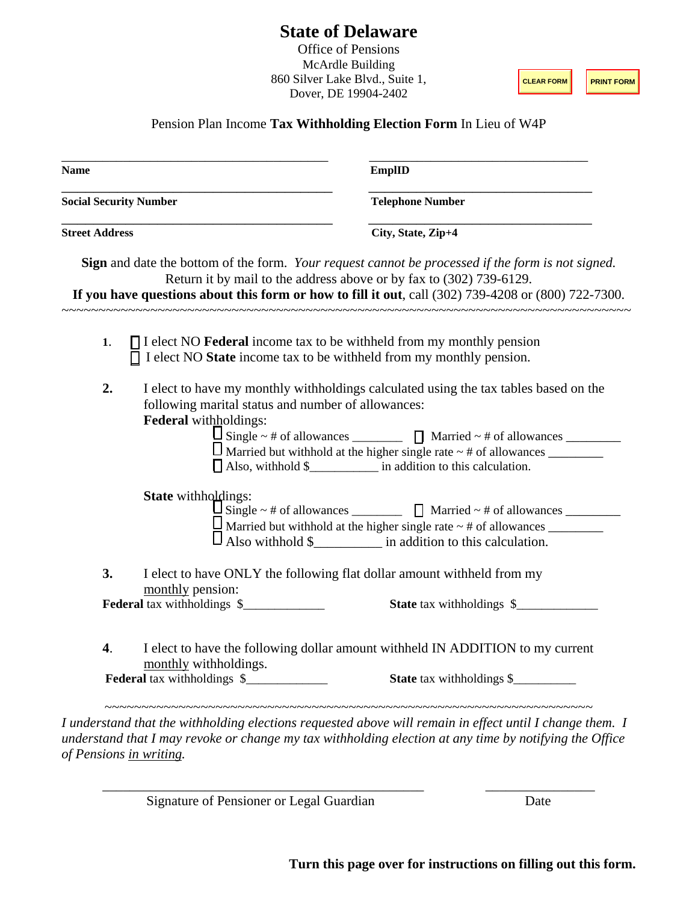# State of Delaware

Office of Pensions
McArdle Building
860 Silver Lake Blvd., Suite 1,
Dover, DE 19904-2402

CLEAR FORM PRINT FORM

Pension Plan Income **Tax Withholding Election Form** In Lieu of W4P

**Name** ________________________ **EmplID** ________________________

**Social Security Number** ________________________ **Telephone Number** ________________________

**Street Address** ________________________ **City, State, Zip+4** ________________________

**Sign** and date the bottom of the form. *Your request cannot be processed if the form is not signed.*
Return it by mail to the address above or by fax to (302) 739-6129.
**If you have questions about this form or how to fill it out**, call (302) 739-4208 or (800) 722-7300.

~~~~~~~~~~~~~~~~~~~~~~~~~~~~~~~~~~~~~~~~~~~~~~~~~~~~~~~~~~~~~~~~~~~~~~~~~~~~~~~~

1. ☐ I elect NO **Federal** income tax to be withheld from my monthly pension
   ☐ I elect NO **State** income tax to be withheld from my monthly pension.

2. I elect to have my monthly withholdings calculated using the tax tables based on the following marital status and number of allowances:

   **Federal** withholdings:
   ☐ Single ~ # of allowances ________ ☐ Married ~ # of allowances ________
   ☐ Married but withhold at the higher single rate ~ # of allowances ________
   ☐ Also, withhold $___________ in addition to this calculation.

   **State** withholdings:
   ☐ Single ~ # of allowances ________ ☐ Married ~ # of allowances ________
   ☐ Married but withhold at the higher single rate ~ # of allowances ________
   ☐ Also withhold $__________ in addition to this calculation.

3. I elect to have ONLY the following flat dollar amount withheld from my <u>monthly</u> pension:
   **Federal** tax withholdings $_____________ **State** tax withholdings $_____________

4. I elect to have the following dollar amount withheld IN ADDITION to my current <u>monthly</u> withholdings.
   **Federal** tax withholdings $_____________ **State** tax withholdings $__________

~~~~~~~~~~~~~~~~~~~~~~~~~~~~~~~~~~~~~~~~~~~~~~~~~~~~~~~~~~~~~~~~~~

*I understand that the withholding elections requested above will remain in effect until I change them. I understand that I may revoke or change my tax withholding election at any time by notifying the Office of Pensions <u>in writing</u>.*

______________________________________ ________________
Signature of Pensioner or Legal Guardian Date

**Turn this page over for instructions on filling out this form.**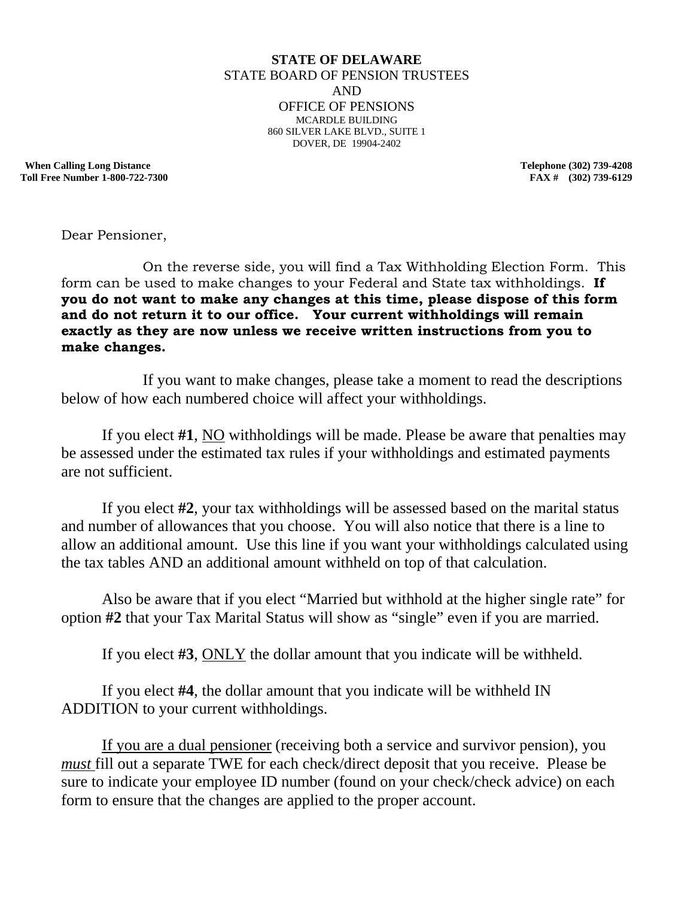**STATE OF DELAWARE**
STATE BOARD OF PENSION TRUSTEES
AND
OFFICE OF PENSIONS
MCARDLE BUILDING
860 SILVER LAKE BLVD., SUITE 1
DOVER, DE 19904-2402

**When Calling Long Distance**
**Toll Free Number 1-800-722-7300**

**Telephone (302) 739-4208**
**FAX # (302) 739-6129**

Dear Pensioner,

On the reverse side, you will find a Tax Withholding Election Form. This form can be used to make changes to your Federal and State tax withholdings. **If you do not want to make any changes at this time, please dispose of this form and do not return it to our office. Your current withholdings will remain exactly as they are now unless we receive written instructions from you to make changes.**

If you want to make changes, please take a moment to read the descriptions below of how each numbered choice will affect your withholdings.

If you elect **#1**, NO withholdings will be made. Please be aware that penalties may be assessed under the estimated tax rules if your withholdings and estimated payments are not sufficient.

If you elect **#2**, your tax withholdings will be assessed based on the marital status and number of allowances that you choose. You will also notice that there is a line to allow an additional amount. Use this line if you want your withholdings calculated using the tax tables AND an additional amount withheld on top of that calculation.

Also be aware that if you elect "Married but withhold at the higher single rate" for option **#2** that your Tax Marital Status will show as "single" even if you are married.

If you elect **#3**, ONLY the dollar amount that you indicate will be withheld.

If you elect **#4**, the dollar amount that you indicate will be withheld IN ADDITION to your current withholdings.

If you are a dual pensioner (receiving both a service and survivor pension), you *must* fill out a separate TWE for each check/direct deposit that you receive. Please be sure to indicate your employee ID number (found on your check/check advice) on each form to ensure that the changes are applied to the proper account.